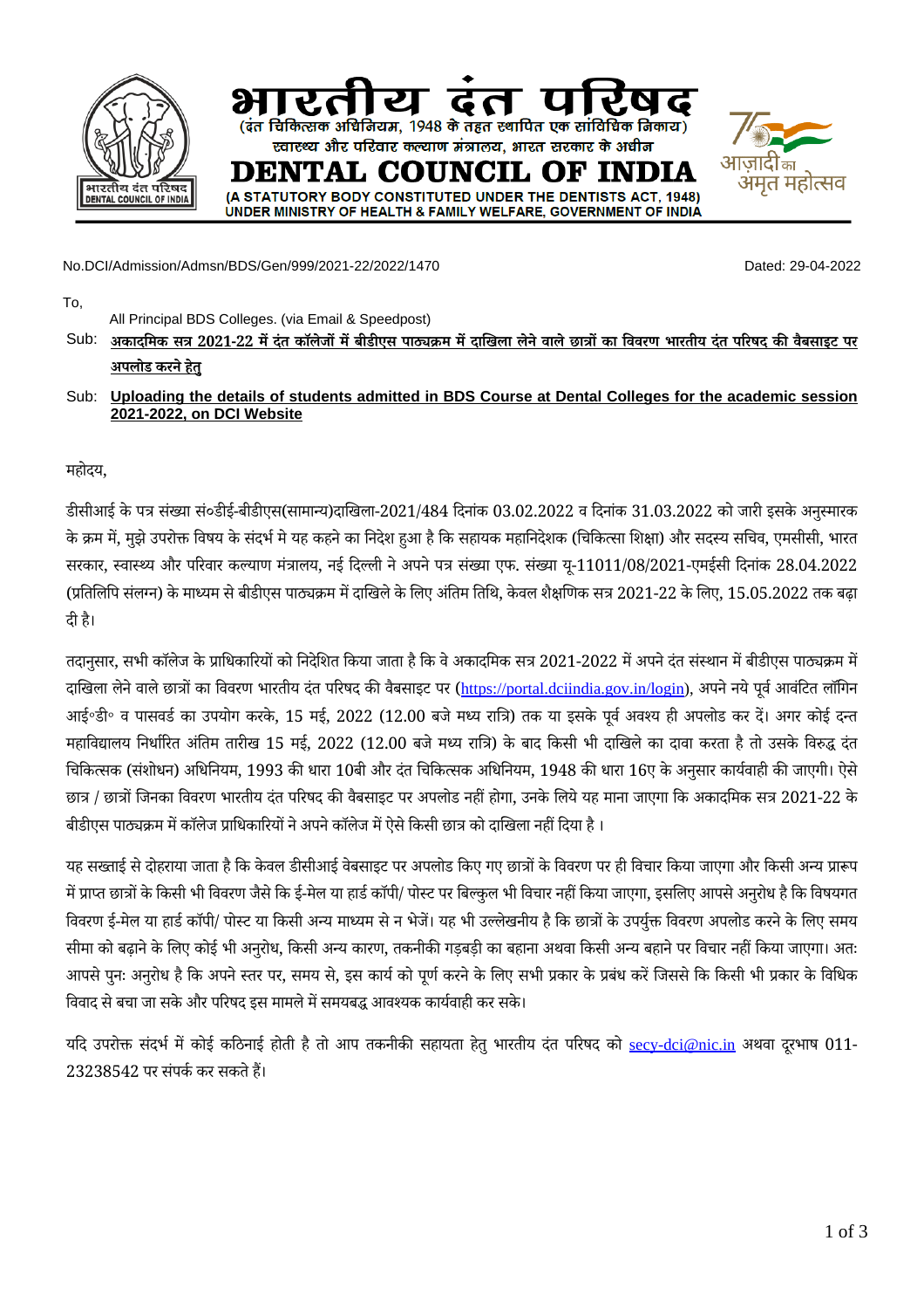# भारतीय दंत परिषद

(दंत चिकित्सक अधिनियम, 1948 के तहत स्थापित एक सांविधिक निकाय)
स्वास्थ्य और परिवार कल्याण मंत्रालय, भारत सरकार के अधीन

# DENTAL COUNCIL OF INDIA

(A STATUTORY BODY CONSTITUTED UNDER THE DENTISTS ACT, 1948)
UNDER MINISTRY OF HEALTH & FAMILY WELFARE, GOVERNMENT OF INDIA

No.DCI/Admission/Admsn/BDS/Gen/999/2021-22/2022/1470 Dated: 29-04-2022

To,

All Principal BDS Colleges. (via Email & Speedpost)

Sub: **अकादमिक सत्र 2021-22 में दंत कॉलेजों में बीडीएस पाठ्यक्रम में दाखिला लेने वाले छात्रों का विवरण भारतीय दंत परिषद की वैबसाइट पर अपलोड करने हेतु**

Sub: **Uploading the details of students admitted in BDS Course at Dental Colleges for the academic session 2021-2022, on DCI Website**

महोदय,

डीसीआई के पत्र संख्या सं०डीई-बीडीएस(सामान्य)दाखिला-2021/484 दिनांक 03.02.2022 व दिनांक 31.03.2022 को जारी इसके अनुस्मारक के क्रम में, मुझे उपरोक्त विषय के संदर्भ मे यह कहने का निदेश हुआ है कि सहायक महानिदेशक (चिकित्सा शिक्षा) और सदस्य सचिव, एमसीसी, भारत सरकार, स्वास्थ्य और परिवार कल्याण मंत्रालय, नई दिल्ली ने अपने पत्र संख्या एफ. संख्या यू-11011/08/2021-एमईसी दिनांक 28.04.2022 (प्रतिलिपि संलग्न) के माध्यम से बीडीएस पाठ्यक्रम में दाखिले के लिए अंतिम तिथि, केवल शैक्षणिक सत्र 2021-22 के लिए, 15.05.2022 तक बढ़ा दी है।

तदानुसार, सभी कॉलेज के प्राधिकारियों को निदेशित किया जाता है कि वे अकादमिक सत्र 2021-2022 में अपने दंत संस्थान में बीडीएस पाठ्यक्रम में दाखिला लेने वाले छात्रों का विवरण भारतीय दंत परिषद की वैबसाइट पर (https://portal.dciindia.gov.in/login), अपने नये पूर्व आवंटित लॉगिन आई॰डी॰ व पासवर्ड का उपयोग करके, 15 मई, 2022 (12.00 बजे मध्य रात्रि) तक या इसके पूर्व अवश्य ही अपलोड कर दें। अगर कोई दन्त महाविद्यालय निर्धारित अंतिम तारीख 15 मई, 2022 (12.00 बजे मध्य रात्रि) के बाद किसी भी दाखिले का दावा करता है तो उसके विरुद्ध दंत चिकित्सक (संशोधन) अधिनियम, 1993 की धारा 10बी और दंत चिकित्सक अधिनियम, 1948 की धारा 16ए के अनुसार कार्यवाही की जाएगी। ऐसे छात्र / छात्रों जिनका विवरण भारतीय दंत परिषद की वैबसाइट पर अपलोड नहीं होगा, उनके लिये यह माना जाएगा कि अकादमिक सत्र 2021-22 के बीडीएस पाठ्यक्रम में कॉलेज प्राधिकारियों ने अपने कॉलेज में ऐसे किसी छात्र को दाखिला नहीं दिया है ।

यह सख्ताई से दोहराया जाता है कि केवल डीसीआई वेबसाइट पर अपलोड किए गए छात्रों के विवरण पर ही विचार किया जाएगा और किसी अन्य प्रारूप में प्राप्त छात्रों के किसी भी विवरण जैसे कि ई-मेल या हार्ड कॉपी/ पोस्ट पर बिल्कुल भी विचार नहीं किया जाएगा, इसलिए आपसे अनुरोध है कि विषयगत विवरण ई-मेल या हार्ड कॉपी/ पोस्ट या किसी अन्य माध्यम से न भेजें। यह भी उल्लेखनीय है कि छात्रों के उपर्युक्त विवरण अपलोड करने के लिए समय सीमा को बढ़ाने के लिए कोई भी अनुरोध, किसी अन्य कारण, तकनीकी गड़बड़ी का बहाना अथवा किसी अन्य बहाने पर विचार नहीं किया जाएगा। अतः आपसे पुनः अनुरोध है कि अपने स्तर पर, समय से, इस कार्य को पूर्ण करने के लिए सभी प्रकार के प्रबंध करें जिससे कि किसी भी प्रकार के विधिक विवाद से बचा जा सके और परिषद इस मामले में समयबद्ध आवश्यक कार्यवाही कर सके।

यदि उपरोक्त संदर्भ में कोई कठिनाई होती है तो आप तकनीकी सहायता हेतु भारतीय दंत परिषद को secy-dci@nic.in अथवा दूरभाष 011-23238542 पर संपर्क कर सकते हैं।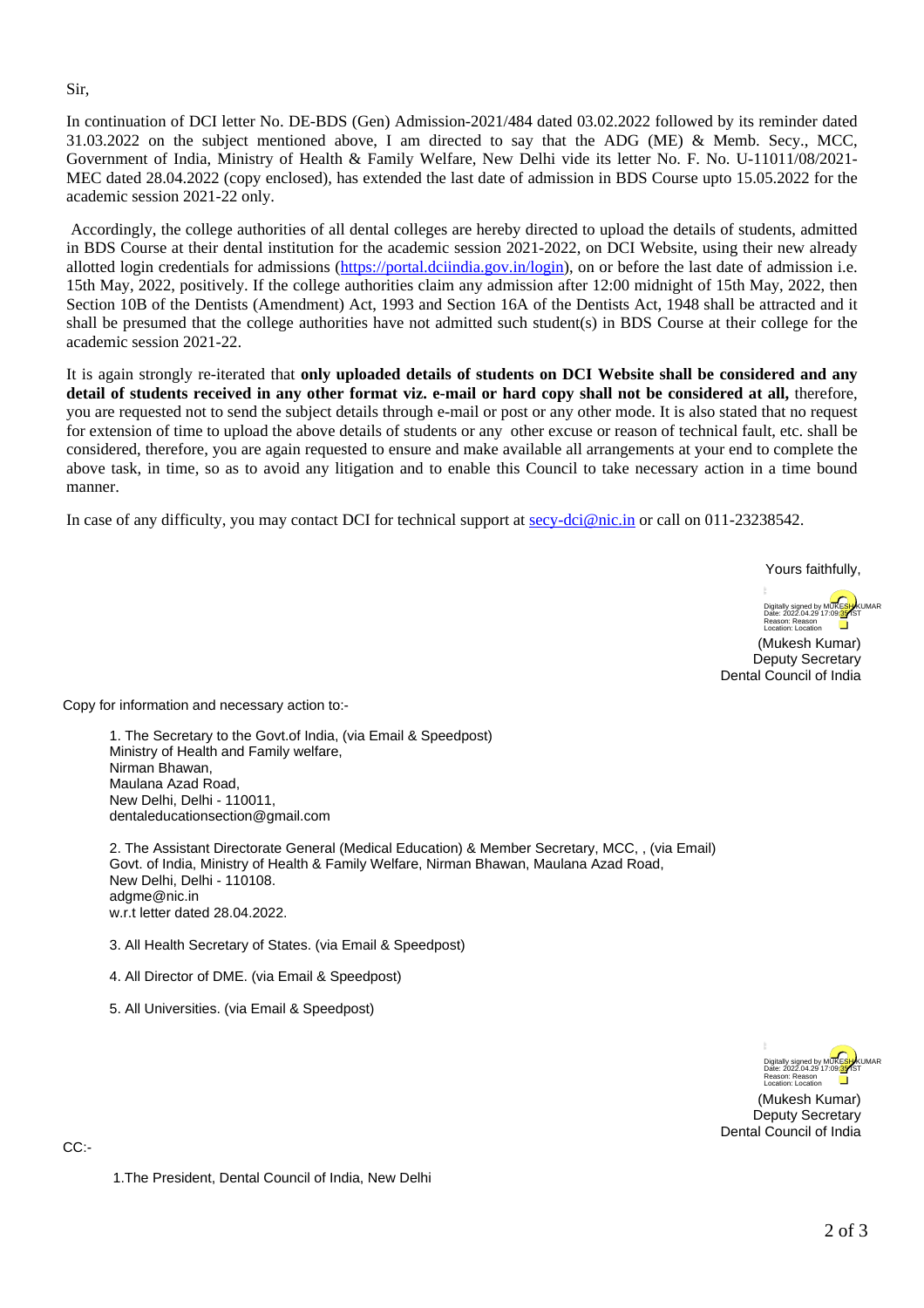Sir,

In continuation of DCI letter No. DE-BDS (Gen) Admission-2021/484 dated 03.02.2022 followed by its reminder dated 31.03.2022 on the subject mentioned above, I am directed to say that the ADG (ME) & Memb. Secy., MCC, Government of India, Ministry of Health & Family Welfare, New Delhi vide its letter No. F. No. U-11011/08/2021-MEC dated 28.04.2022 (copy enclosed), has extended the last date of admission in BDS Course upto 15.05.2022 for the academic session 2021-22 only.

Accordingly, the college authorities of all dental colleges are hereby directed to upload the details of students, admitted in BDS Course at their dental institution for the academic session 2021-2022, on DCI Website, using their new already allotted login credentials for admissions (https://portal.dciindia.gov.in/login), on or before the last date of admission i.e. 15th May, 2022, positively. If the college authorities claim any admission after 12:00 midnight of 15th May, 2022, then Section 10B of the Dentists (Amendment) Act, 1993 and Section 16A of the Dentists Act, 1948 shall be attracted and it shall be presumed that the college authorities have not admitted such student(s) in BDS Course at their college for the academic session 2021-22.

It is again strongly re-iterated that **only uploaded details of students on DCI Website shall be considered and any detail of students received in any other format viz. e-mail or hard copy shall not be considered at all,** therefore, you are requested not to send the subject details through e-mail or post or any other mode. It is also stated that no request for extension of time to upload the above details of students or any other excuse or reason of technical fault, etc. shall be considered, therefore, you are again requested to ensure and make available all arrangements at your end to complete the above task, in time, so as to avoid any litigation and to enable this Council to take necessary action in a time bound manner.

In case of any difficulty, you may contact DCI for technical support at secy-dci@nic.in or call on 011-23238542.

Yours faithfully,

Digitally signed by MUKESH KUMAR
Date: 2022.04.29 17:09:35 IST
Reason: Reason
Location: Location

(Mukesh Kumar)
Deputy Secretary
Dental Council of India

Copy for information and necessary action to:-

1. The Secretary to the Govt.of India, (via Email & Speedpost)
   Ministry of Health and Family welfare,
   Nirman Bhawan,
   Maulana Azad Road,
   New Delhi, Delhi - 110011,
   dentaleducationsection@gmail.com

2. The Assistant Directorate General (Medical Education) & Member Secretary, MCC, , (via Email)
   Govt. of India, Ministry of Health & Family Welfare, Nirman Bhawan, Maulana Azad Road,
   New Delhi, Delhi - 110108.
   adgme@nic.in
   w.r.t letter dated 28.04.2022.

3. All Health Secretary of States. (via Email & Speedpost)

4. All Director of DME. (via Email & Speedpost)

5. All Universities. (via Email & Speedpost)

Digitally signed by MUKESH KUMAR
Date: 2022.04.29 17:09:35 IST
Reason: Reason
Location: Location

(Mukesh Kumar)
Deputy Secretary
Dental Council of India

CC:-

1. The President, Dental Council of India, New Delhi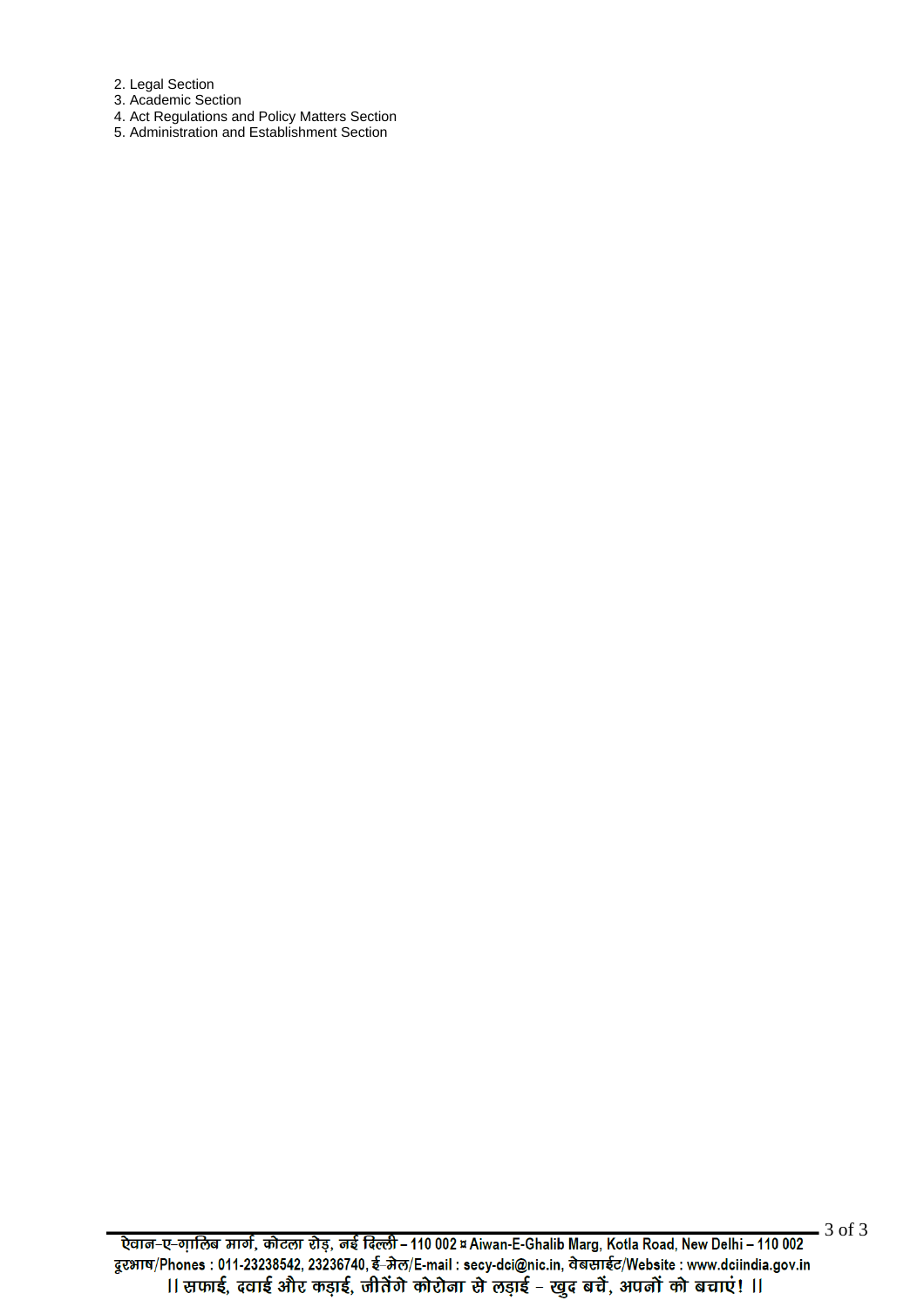2. Legal Section
3. Academic Section
4. Act Regulations and Policy Matters Section
5. Administration and Establishment Section